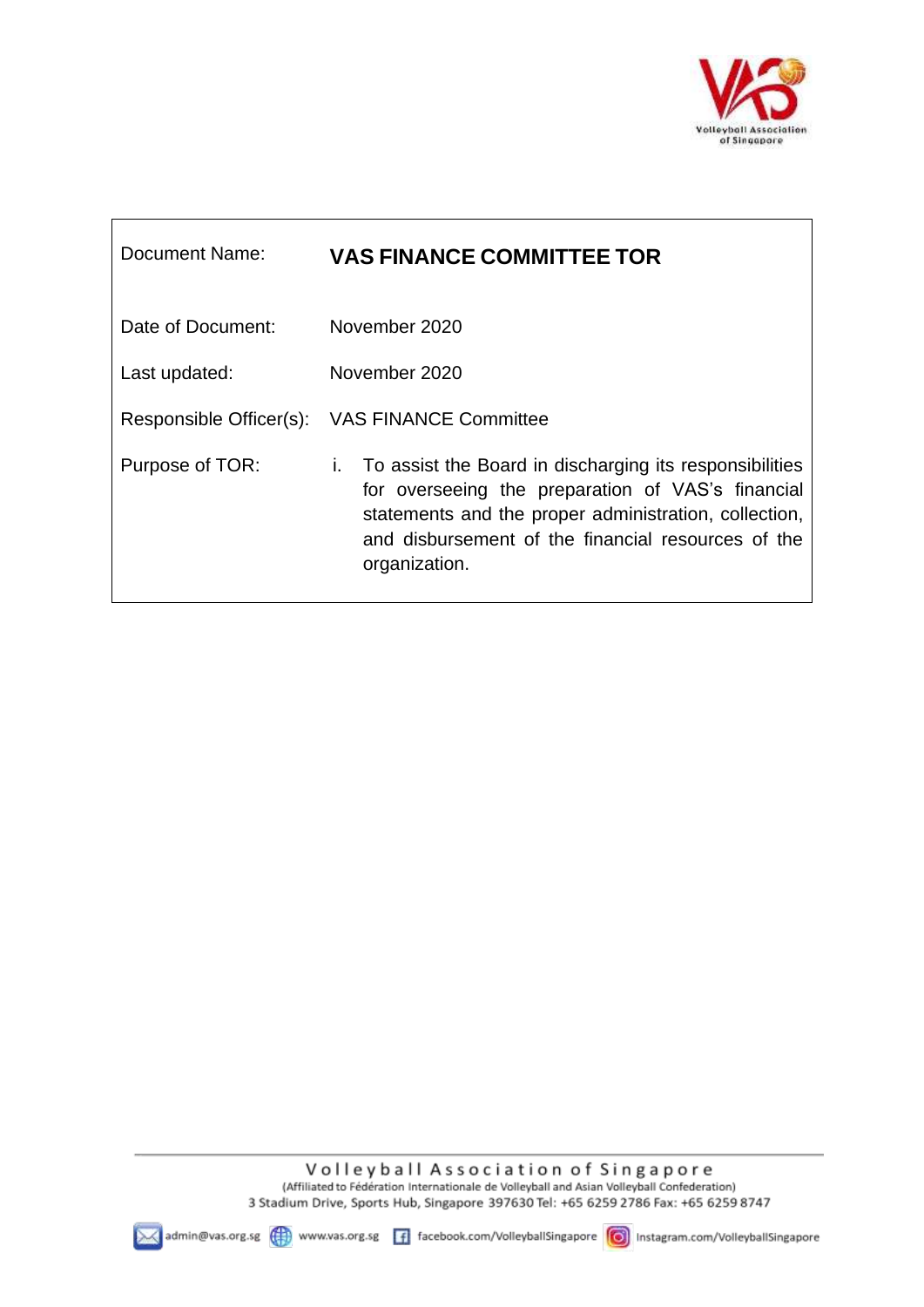| Document Name: | **VAS FINANCE COMMITTEE TOR** |
| --- | --- |
| Date of Document: | November 2020 |
| Last updated: | November 2020 |
| Responsible Officer(s): | VAS FINANCE Committee |
| Purpose of TOR: | i. To assist the Board in discharging its responsibilities for overseeing the preparation of VAS's financial statements and the proper administration, collection, and disbursement of the financial resources of the organization. |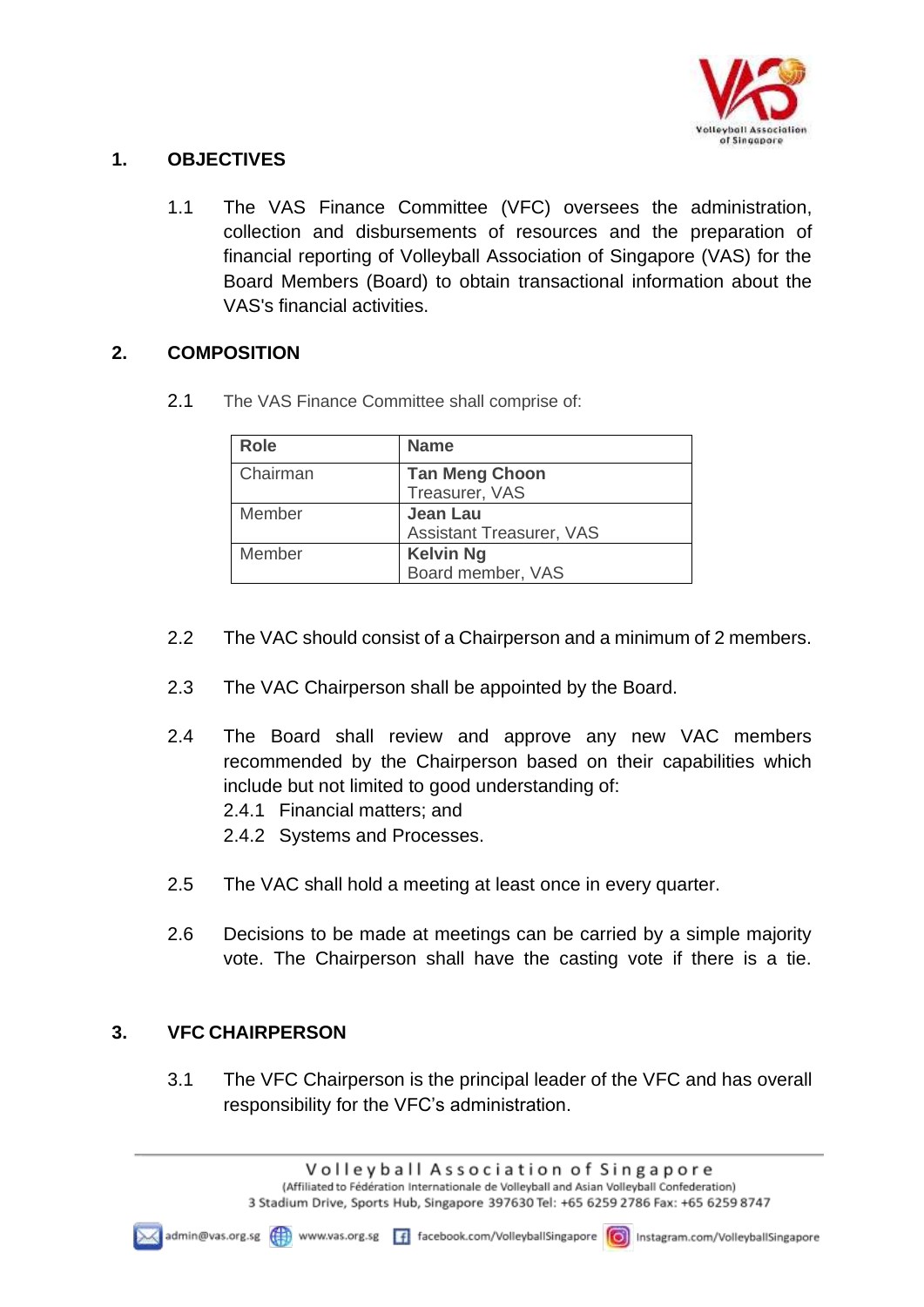## 1. OBJECTIVES

1.1 The VAS Finance Committee (VFC) oversees the administration, collection and disbursements of resources and the preparation of financial reporting of Volleyball Association of Singapore (VAS) for the Board Members (Board) to obtain transactional information about the VAS's financial activities.

## 2. COMPOSITION

2.1 The VAS Finance Committee shall comprise of:

| Role | Name |
|---|---|
| Chairman | **Tan Meng Choon**<br>Treasurer, VAS |
| Member | **Jean Lau**<br>Assistant Treasurer, VAS |
| Member | **Kelvin Ng**<br>Board member, VAS |

2.2 The VAC should consist of a Chairperson and a minimum of 2 members.

2.3 The VAC Chairperson shall be appointed by the Board.

2.4 The Board shall review and approve any new VAC members recommended by the Chairperson based on their capabilities which include but not limited to good understanding of:

2.4.1 Financial matters; and

2.4.2 Systems and Processes.

2.5 The VAC shall hold a meeting at least once in every quarter.

2.6 Decisions to be made at meetings can be carried by a simple majority vote. The Chairperson shall have the casting vote if there is a tie.

## 3. VFC CHAIRPERSON

3.1 The VFC Chairperson is the principal leader of the VFC and has overall responsibility for the VFC's administration.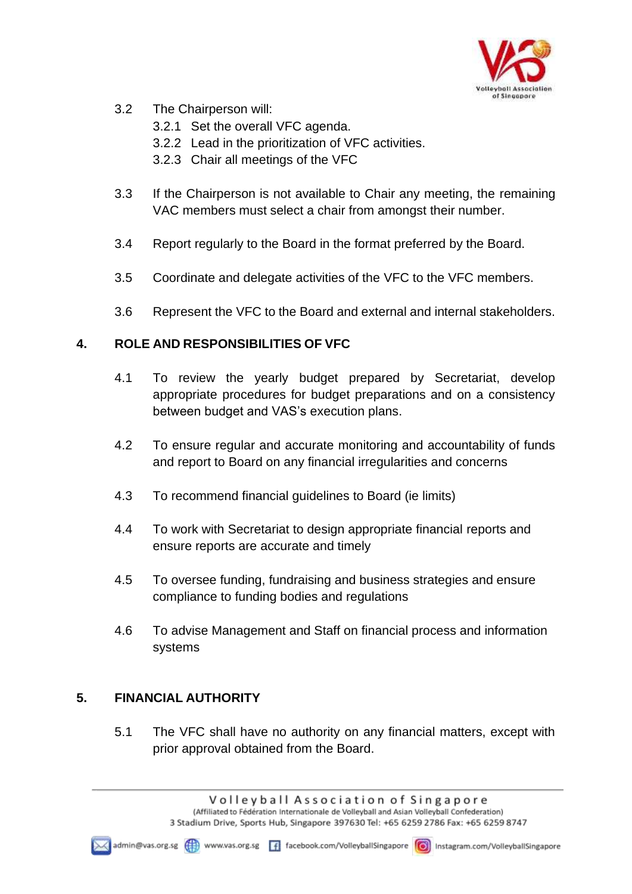3.2 The Chairperson will:
  - 3.2.1 Set the overall VFC agenda.
  - 3.2.2 Lead in the prioritization of VFC activities.
  - 3.2.3 Chair all meetings of the VFC

3.3 If the Chairperson is not available to Chair any meeting, the remaining VAC members must select a chair from amongst their number.

3.4 Report regularly to the Board in the format preferred by the Board.

3.5 Coordinate and delegate activities of the VFC to the VFC members.

3.6 Represent the VFC to the Board and external and internal stakeholders.

## 4. ROLE AND RESPONSIBILITIES OF VFC

4.1 To review the yearly budget prepared by Secretariat, develop appropriate procedures for budget preparations and on a consistency between budget and VAS's execution plans.

4.2 To ensure regular and accurate monitoring and accountability of funds and report to Board on any financial irregularities and concerns

4.3 To recommend financial guidelines to Board (ie limits)

4.4 To work with Secretariat to design appropriate financial reports and ensure reports are accurate and timely

4.5 To oversee funding, fundraising and business strategies and ensure compliance to funding bodies and regulations

4.6 To advise Management and Staff on financial process and information systems

## 5. FINANCIAL AUTHORITY

5.1 The VFC shall have no authority on any financial matters, except with prior approval obtained from the Board.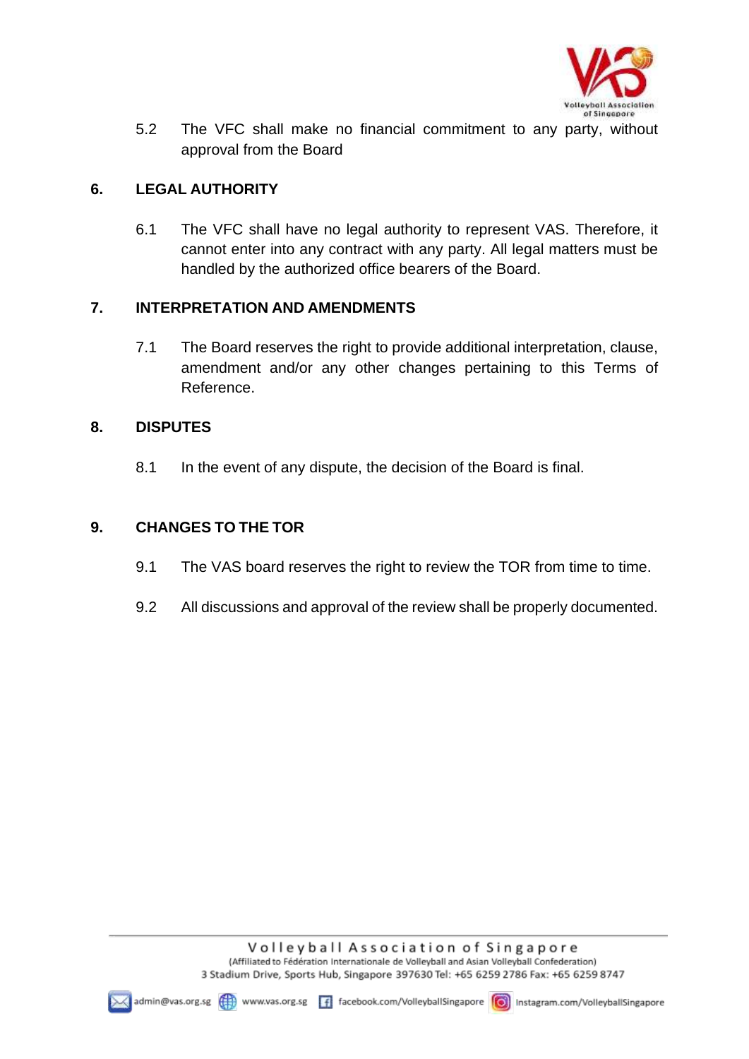5.2 The VFC shall make no financial commitment to any party, without approval from the Board

## 6. LEGAL AUTHORITY

6.1 The VFC shall have no legal authority to represent VAS. Therefore, it cannot enter into any contract with any party. All legal matters must be handled by the authorized office bearers of the Board.

## 7. INTERPRETATION AND AMENDMENTS

7.1 The Board reserves the right to provide additional interpretation, clause, amendment and/or any other changes pertaining to this Terms of Reference.

## 8. DISPUTES

8.1 In the event of any dispute, the decision of the Board is final.

## 9. CHANGES TO THE TOR

9.1 The VAS board reserves the right to review the TOR from time to time.

9.2 All discussions and approval of the review shall be properly documented.